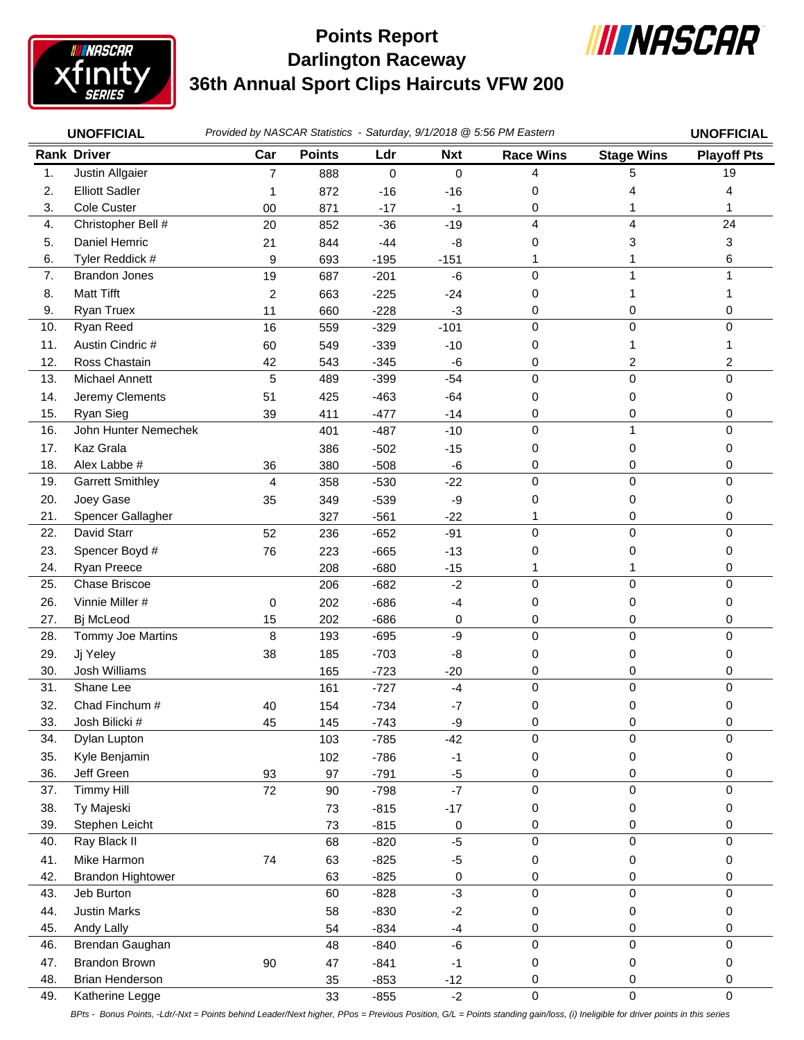# Points Report
# Darlington Raceway
# 36th Annual Sport Clips Haircuts VFW 200

**UNOFFICIAL** *Provided by NASCAR Statistics - Saturday, 9/1/2018 @ 5:56 PM Eastern* **UNOFFICIAL**

| Rank | Driver | Car | Points | Ldr | Nxt | Race Wins | Stage Wins | Playoff Pts |
|---|---|---|---|---|---|---|---|---|
| 1. | Justin Allgaier | 7 | 888 | 0 | 0 | 4 | 5 | 19 |
| 2. | Elliott Sadler | 1 | 872 | -16 | -16 | 0 | 4 | 4 |
| 3. | Cole Custer | 00 | 871 | -17 | -1 | 0 | 1 | 1 |
| 4. | Christopher Bell # | 20 | 852 | -36 | -19 | 4 | 4 | 24 |
| 5. | Daniel Hemric | 21 | 844 | -44 | -8 | 0 | 3 | 3 |
| 6. | Tyler Reddick # | 9 | 693 | -195 | -151 | 1 | 1 | 6 |
| 7. | Brandon Jones | 19 | 687 | -201 | -6 | 0 | 1 | 1 |
| 8. | Matt Tifft | 2 | 663 | -225 | -24 | 0 | 1 | 1 |
| 9. | Ryan Truex | 11 | 660 | -228 | -3 | 0 | 0 | 0 |
| 10. | Ryan Reed | 16 | 559 | -329 | -101 | 0 | 0 | 0 |
| 11. | Austin Cindric # | 60 | 549 | -339 | -10 | 0 | 1 | 1 |
| 12. | Ross Chastain | 42 | 543 | -345 | -6 | 0 | 2 | 2 |
| 13. | Michael Annett | 5 | 489 | -399 | -54 | 0 | 0 | 0 |
| 14. | Jeremy Clements | 51 | 425 | -463 | -64 | 0 | 0 | 0 |
| 15. | Ryan Sieg | 39 | 411 | -477 | -14 | 0 | 0 | 0 |
| 16. | John Hunter Nemechek | | 401 | -487 | -10 | 0 | 1 | 0 |
| 17. | Kaz Grala | | 386 | -502 | -15 | 0 | 0 | 0 |
| 18. | Alex Labbe # | 36 | 380 | -508 | -6 | 0 | 0 | 0 |
| 19. | Garrett Smithley | 4 | 358 | -530 | -22 | 0 | 0 | 0 |
| 20. | Joey Gase | 35 | 349 | -539 | -9 | 0 | 0 | 0 |
| 21. | Spencer Gallagher | | 327 | -561 | -22 | 1 | 0 | 0 |
| 22. | David Starr | 52 | 236 | -652 | -91 | 0 | 0 | 0 |
| 23. | Spencer Boyd # | 76 | 223 | -665 | -13 | 0 | 0 | 0 |
| 24. | Ryan Preece | | 208 | -680 | -15 | 1 | 1 | 0 |
| 25. | Chase Briscoe | | 206 | -682 | -2 | 0 | 0 | 0 |
| 26. | Vinnie Miller # | 0 | 202 | -686 | -4 | 0 | 0 | 0 |
| 27. | Bj McLeod | 15 | 202 | -686 | 0 | 0 | 0 | 0 |
| 28. | Tommy Joe Martins | 8 | 193 | -695 | -9 | 0 | 0 | 0 |
| 29. | Jj Yeley | 38 | 185 | -703 | -8 | 0 | 0 | 0 |
| 30. | Josh Williams | | 165 | -723 | -20 | 0 | 0 | 0 |
| 31. | Shane Lee | | 161 | -727 | -4 | 0 | 0 | 0 |
| 32. | Chad Finchum # | 40 | 154 | -734 | -7 | 0 | 0 | 0 |
| 33. | Josh Bilicki # | 45 | 145 | -743 | -9 | 0 | 0 | 0 |
| 34. | Dylan Lupton | | 103 | -785 | -42 | 0 | 0 | 0 |
| 35. | Kyle Benjamin | | 102 | -786 | -1 | 0 | 0 | 0 |
| 36. | Jeff Green | 93 | 97 | -791 | -5 | 0 | 0 | 0 |
| 37. | Timmy Hill | 72 | 90 | -798 | -7 | 0 | 0 | 0 |
| 38. | Ty Majeski | | 73 | -815 | -17 | 0 | 0 | 0 |
| 39. | Stephen Leicht | | 73 | -815 | 0 | 0 | 0 | 0 |
| 40. | Ray Black II | | 68 | -820 | -5 | 0 | 0 | 0 |
| 41. | Mike Harmon | 74 | 63 | -825 | -5 | 0 | 0 | 0 |
| 42. | Brandon Hightower | | 63 | -825 | 0 | 0 | 0 | 0 |
| 43. | Jeb Burton | | 60 | -828 | -3 | 0 | 0 | 0 |
| 44. | Justin Marks | | 58 | -830 | -2 | 0 | 0 | 0 |
| 45. | Andy Lally | | 54 | -834 | -4 | 0 | 0 | 0 |
| 46. | Brendan Gaughan | | 48 | -840 | -6 | 0 | 0 | 0 |
| 47. | Brandon Brown | 90 | 47 | -841 | -1 | 0 | 0 | 0 |
| 48. | Brian Henderson | | 35 | -853 | -12 | 0 | 0 | 0 |
| 49. | Katherine Legge | | 33 | -855 | -2 | 0 | 0 | 0 |

*BPts - Bonus Points, -Ldr/-Nxt = Points behind Leader/Next higher, PPos = Previous Position, G/L = Points standing gain/loss, (i) Ineligible for driver points in this series*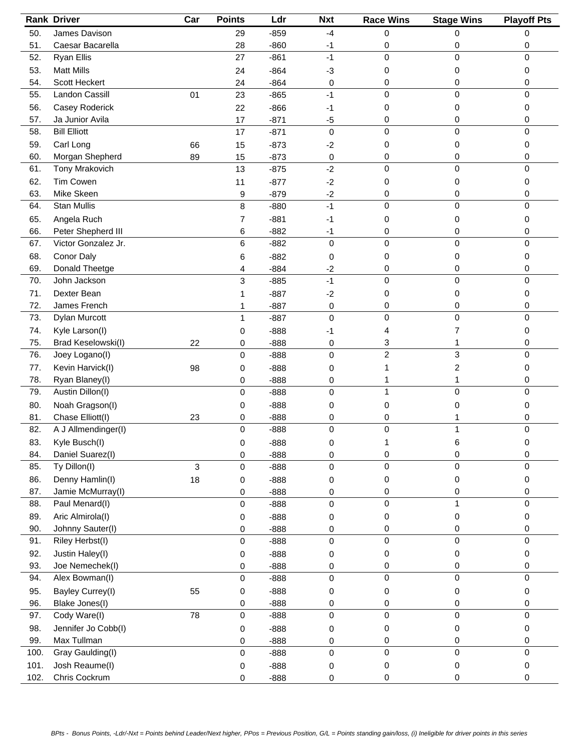| Rank | Driver | Car | Points | Ldr | Nxt | Race Wins | Stage Wins | Playoff Pts |
|---|---|---|---|---|---|---|---|---|
| 50. | James Davison | | 29 | -859 | -4 | 0 | 0 | 0 |
| 51. | Caesar Bacarella | | 28 | -860 | -1 | 0 | 0 | 0 |
| 52. | Ryan Ellis | | 27 | -861 | -1 | 0 | 0 | 0 |
| 53. | Matt Mills | | 24 | -864 | -3 | 0 | 0 | 0 |
| 54. | Scott Heckert | | 24 | -864 | 0 | 0 | 0 | 0 |
| 55. | Landon Cassill | 01 | 23 | -865 | -1 | 0 | 0 | 0 |
| 56. | Casey Roderick | | 22 | -866 | -1 | 0 | 0 | 0 |
| 57. | Ja Junior Avila | | 17 | -871 | -5 | 0 | 0 | 0 |
| 58. | Bill Elliott | | 17 | -871 | 0 | 0 | 0 | 0 |
| 59. | Carl Long | 66 | 15 | -873 | -2 | 0 | 0 | 0 |
| 60. | Morgan Shepherd | 89 | 15 | -873 | 0 | 0 | 0 | 0 |
| 61. | Tony Mrakovich | | 13 | -875 | -2 | 0 | 0 | 0 |
| 62. | Tim Cowen | | 11 | -877 | -2 | 0 | 0 | 0 |
| 63. | Mike Skeen | | 9 | -879 | -2 | 0 | 0 | 0 |
| 64. | Stan Mullis | | 8 | -880 | -1 | 0 | 0 | 0 |
| 65. | Angela Ruch | | 7 | -881 | -1 | 0 | 0 | 0 |
| 66. | Peter Shepherd III | | 6 | -882 | -1 | 0 | 0 | 0 |
| 67. | Victor Gonzalez Jr. | | 6 | -882 | 0 | 0 | 0 | 0 |
| 68. | Conor Daly | | 6 | -882 | 0 | 0 | 0 | 0 |
| 69. | Donald Theetge | | 4 | -884 | -2 | 0 | 0 | 0 |
| 70. | John Jackson | | 3 | -885 | -1 | 0 | 0 | 0 |
| 71. | Dexter Bean | | 1 | -887 | -2 | 0 | 0 | 0 |
| 72. | James French | | 1 | -887 | 0 | 0 | 0 | 0 |
| 73. | Dylan Murcott | | 1 | -887 | 0 | 0 | 0 | 0 |
| 74. | Kyle Larson(I) | | 0 | -888 | -1 | 4 | 7 | 0 |
| 75. | Brad Keselowski(I) | 22 | 0 | -888 | 0 | 3 | 1 | 0 |
| 76. | Joey Logano(I) | | 0 | -888 | 0 | 2 | 3 | 0 |
| 77. | Kevin Harvick(I) | 98 | 0 | -888 | 0 | 1 | 2 | 0 |
| 78. | Ryan Blaney(I) | | 0 | -888 | 0 | 1 | 1 | 0 |
| 79. | Austin Dillon(I) | | 0 | -888 | 0 | 1 | 0 | 0 |
| 80. | Noah Gragson(I) | | 0 | -888 | 0 | 0 | 0 | 0 |
| 81. | Chase Elliott(I) | 23 | 0 | -888 | 0 | 0 | 1 | 0 |
| 82. | A J Allmendinger(I) | | 0 | -888 | 0 | 0 | 1 | 0 |
| 83. | Kyle Busch(I) | | 0 | -888 | 0 | 1 | 6 | 0 |
| 84. | Daniel Suarez(I) | | 0 | -888 | 0 | 0 | 0 | 0 |
| 85. | Ty Dillon(I) | 3 | 0 | -888 | 0 | 0 | 0 | 0 |
| 86. | Denny Hamlin(I) | 18 | 0 | -888 | 0 | 0 | 0 | 0 |
| 87. | Jamie McMurray(I) | | 0 | -888 | 0 | 0 | 0 | 0 |
| 88. | Paul Menard(I) | | 0 | -888 | 0 | 0 | 1 | 0 |
| 89. | Aric Almirola(I) | | 0 | -888 | 0 | 0 | 0 | 0 |
| 90. | Johnny Sauter(I) | | 0 | -888 | 0 | 0 | 0 | 0 |
| 91. | Riley Herbst(I) | | 0 | -888 | 0 | 0 | 0 | 0 |
| 92. | Justin Haley(I) | | 0 | -888 | 0 | 0 | 0 | 0 |
| 93. | Joe Nemechek(I) | | 0 | -888 | 0 | 0 | 0 | 0 |
| 94. | Alex Bowman(I) | | 0 | -888 | 0 | 0 | 0 | 0 |
| 95. | Bayley Currey(I) | 55 | 0 | -888 | 0 | 0 | 0 | 0 |
| 96. | Blake Jones(I) | | 0 | -888 | 0 | 0 | 0 | 0 |
| 97. | Cody Ware(I) | 78 | 0 | -888 | 0 | 0 | 0 | 0 |
| 98. | Jennifer Jo Cobb(I) | | 0 | -888 | 0 | 0 | 0 | 0 |
| 99. | Max Tullman | | 0 | -888 | 0 | 0 | 0 | 0 |
| 100. | Gray Gaulding(I) | | 0 | -888 | 0 | 0 | 0 | 0 |
| 101. | Josh Reaume(I) | | 0 | -888 | 0 | 0 | 0 | 0 |
| 102. | Chris Cockrum | | 0 | -888 | 0 | 0 | 0 | 0 |

*BPts - Bonus Points, -Ldr/-Nxt = Points behind Leader/Next higher, PPos = Previous Position, G/L = Points standing gain/loss, (i) Ineligible for driver points in this series*